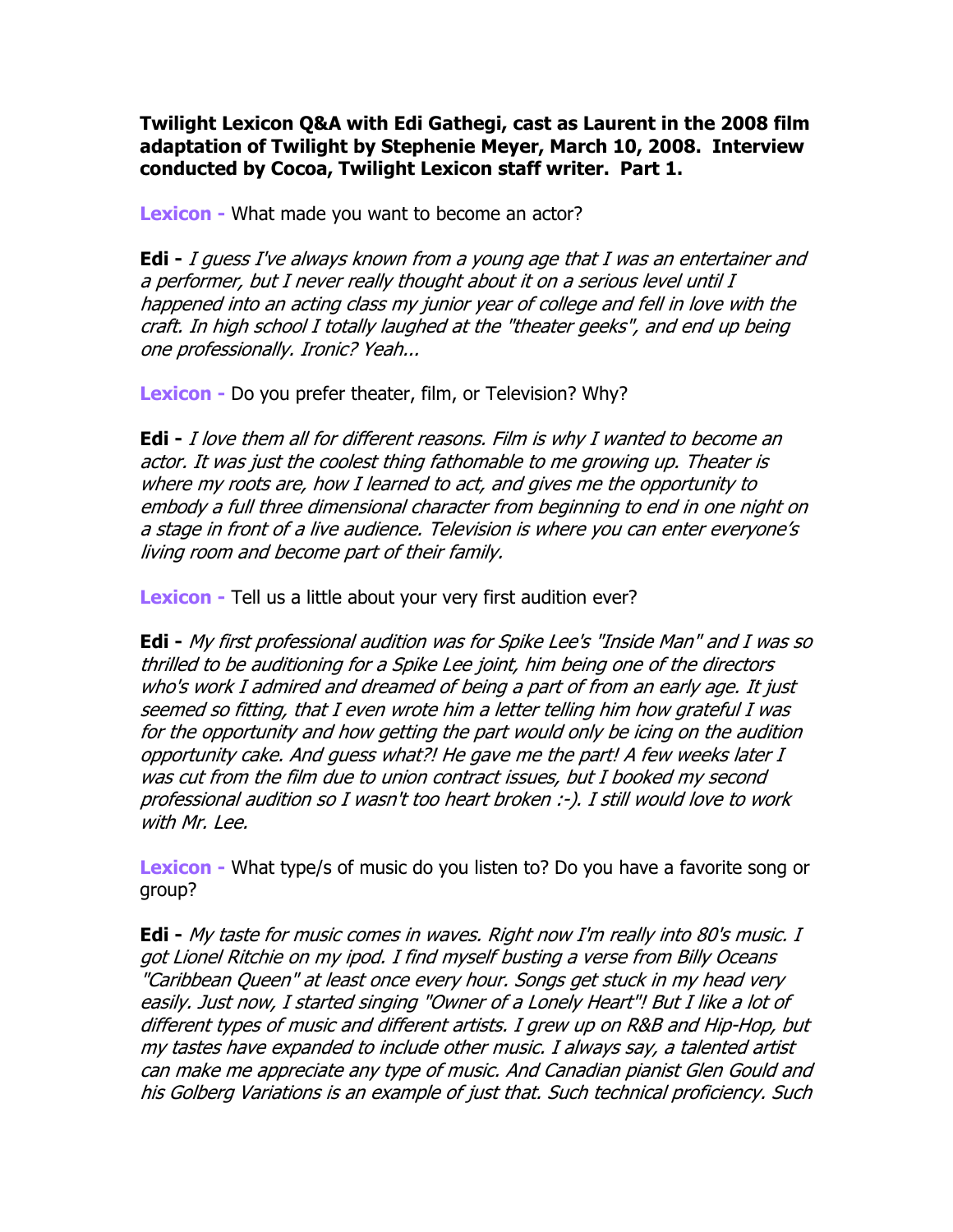**Twilight Lexicon Q&A with Edi Gathegi, cast as Laurent in the 2008 film adaptation of Twilight by Stephenie Meyer, March 10, 2008. Interview conducted by Cocoa, Twilight Lexicon staff writer. Part 1.**

**Lexicon -** What made you want to become an actor?

**Edi -** *I guess I've always known from a young age that I was an entertainer and a performer, but I never really thought about it on a serious level until I happened into an acting class my junior year of college and fell in love with the craft. In high school I totally laughed at the "theater geeks", and end up being one professionally. Ironic? Yeah...*

**Lexicon -** Do you prefer theater, film, or Television? Why?

**Edi -** *I love them all for different reasons. Film is why I wanted to become an actor. It was just the coolest thing fathomable to me growing up. Theater is where my roots are, how I learned to act, and gives me the opportunity to embody a full three dimensional character from beginning to end in one night on a stage in front of a live audience. Television is where you can enter everyone's living room and become part of their family.*

**Lexicon -** Tell us a little about your very first audition ever?

**Edi -** *My first professional audition was for Spike Lee's "Inside Man" and I was so thrilled to be auditioning for a Spike Lee joint, him being one of the directors who's work I admired and dreamed of being a part of from an early age. It just seemed so fitting, that I even wrote him a letter telling him how grateful I was for the opportunity and how getting the part would only be icing on the audition opportunity cake. And guess what?! He gave me the part! A few weeks later I was cut from the film due to union contract issues, but I booked my second professional audition so I wasn't too heart broken :-). I still would love to work with Mr. Lee.*

**Lexicon -** What type/s of music do you listen to? Do you have a favorite song or group?

**Edi -** *My taste for music comes in waves. Right now I'm really into 80's music. I got Lionel Ritchie on my ipod. I find myself busting a verse from Billy Oceans "Caribbean Queen" at least once every hour. Songs get stuck in my head very easily. Just now, I started singing "Owner of a Lonely Heart"! But I like a lot of different types of music and different artists. I grew up on R&B and Hip-Hop, but my tastes have expanded to include other music. I always say, a talented artist can make me appreciate any type of music. And Canadian pianist Glen Gould and his Golberg Variations is an example of just that. Such technical proficiency. Such*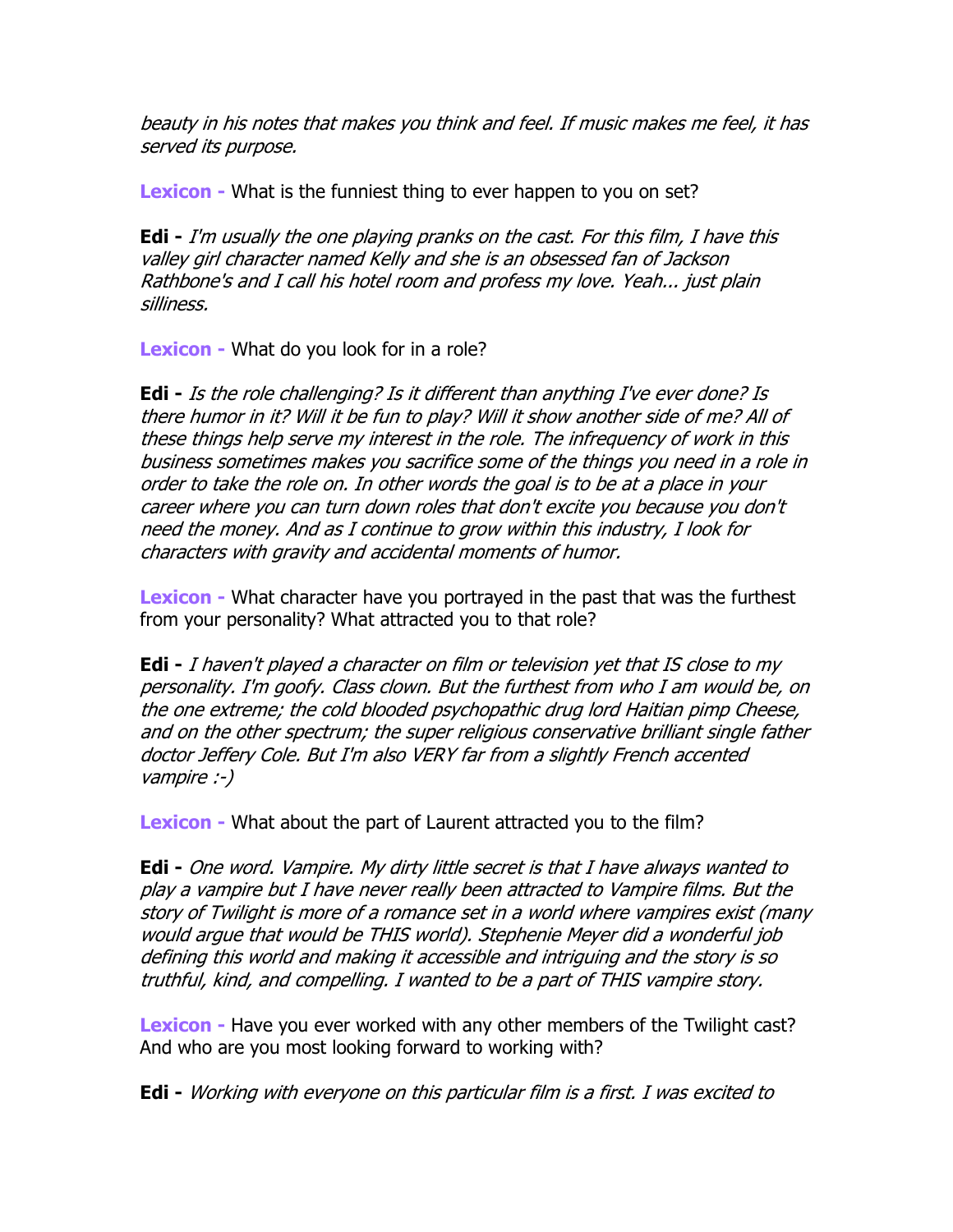*beauty in his notes that makes you think and feel. If music makes me feel, it has served its purpose.*

**Lexicon -** What is the funniest thing to ever happen to you on set?

**Edi -** *I'm usually the one playing pranks on the cast. For this film, I have this valley girl character named Kelly and she is an obsessed fan of Jackson Rathbone's and I call his hotel room and profess my love. Yeah... just plain silliness.*

**Lexicon -** What do you look for in a role?

**Edi -** *Is the role challenging? Is it different than anything I've ever done? Is there humor in it? Will it be fun to play? Will it show another side of me? All of these things help serve my interest in the role. The infrequency of work in this business sometimes makes you sacrifice some of the things you need in a role in order to take the role on. In other words the goal is to be at a place in your career where you can turn down roles that don't excite you because you don't need the money. And as I continue to grow within this industry, I look for characters with gravity and accidental moments of humor.*

**Lexicon -** What character have you portrayed in the past that was the furthest from your personality? What attracted you to that role?

**Edi -** *I haven't played a character on film or television yet that IS close to my personality. I'm goofy. Class clown. But the furthest from who I am would be, on the one extreme; the cold blooded psychopathic drug lord Haitian pimp Cheese, and on the other spectrum; the super religious conservative brilliant single father doctor Jeffery Cole. But I'm also VERY far from a slightly French accented vampire :-)*

**Lexicon -** What about the part of Laurent attracted you to the film?

**Edi -** *One word. Vampire. My dirty little secret is that I have always wanted to play a vampire but I have never really been attracted to Vampire films. But the story of Twilight is more of a romance set in a world where vampires exist (many would argue that would be THIS world). Stephenie Meyer did a wonderful job defining this world and making it accessible and intriguing and the story is so truthful, kind, and compelling. I wanted to be a part of THIS vampire story.*

**Lexicon -** Have you ever worked with any other members of the Twilight cast? And who are you most looking forward to working with?

**Edi -** *Working with everyone on this particular film is a first. I was excited to*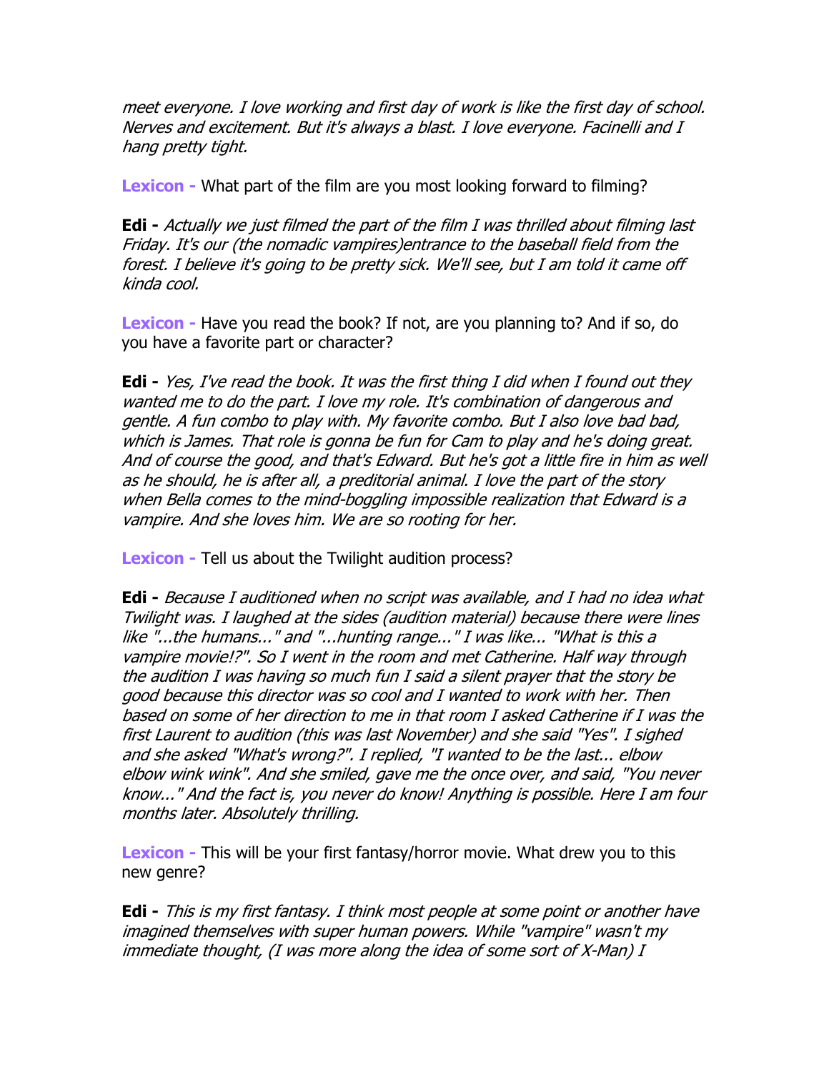*meet everyone. I love working and first day of work is like the first day of school. Nerves and excitement. But it's always a blast. I love everyone. Facinelli and I hang pretty tight.*

**Lexicon -** What part of the film are you most looking forward to filming?

**Edi -** *Actually we just filmed the part of the film I was thrilled about filming last Friday. It's our (the nomadic vampires)entrance to the baseball field from the forest. I believe it's going to be pretty sick. We'll see, but I am told it came off kinda cool.*

**Lexicon -** Have you read the book? If not, are you planning to? And if so, do you have a favorite part or character?

**Edi -** *Yes, I've read the book. It was the first thing I did when I found out they wanted me to do the part. I love my role. It's combination of dangerous and gentle. A fun combo to play with. My favorite combo. But I also love bad bad, which is James. That role is gonna be fun for Cam to play and he's doing great. And of course the good, and that's Edward. But he's got a little fire in him as well as he should, he is after all, a preditorial animal. I love the part of the story when Bella comes to the mind-boggling impossible realization that Edward is a vampire. And she loves him. We are so rooting for her.*

**Lexicon -** Tell us about the Twilight audition process?

**Edi -** *Because I auditioned when no script was available, and I had no idea what Twilight was. I laughed at the sides (audition material) because there were lines like "...the humans..." and "...hunting range..." I was like... "What is this a vampire movie!?". So I went in the room and met Catherine. Half way through the audition I was having so much fun I said a silent prayer that the story be good because this director was so cool and I wanted to work with her. Then based on some of her direction to me in that room I asked Catherine if I was the first Laurent to audition (this was last November) and she said "Yes". I sighed and she asked "What's wrong?". I replied, "I wanted to be the last... elbow elbow wink wink". And she smiled, gave me the once over, and said, "You never know..." And the fact is, you never do know! Anything is possible. Here I am four months later. Absolutely thrilling.*

**Lexicon -** This will be your first fantasy/horror movie. What drew you to this new genre?

**Edi -** *This is my first fantasy. I think most people at some point or another have imagined themselves with super human powers. While "vampire" wasn't my immediate thought, (I was more along the idea of some sort of X-Man) I*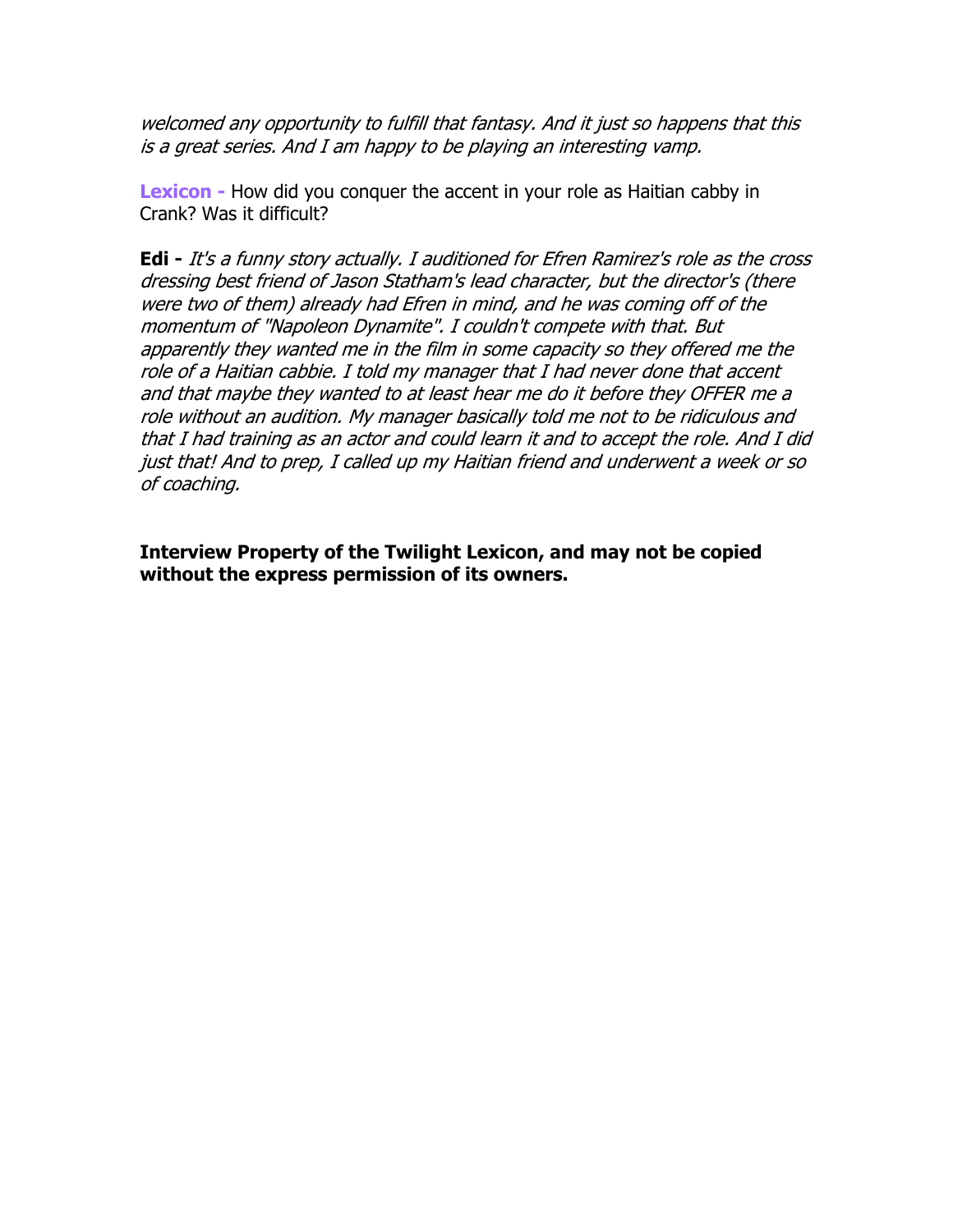*welcomed any opportunity to fulfill that fantasy. And it just so happens that this is a great series. And I am happy to be playing an interesting vamp.*

**Lexicon -** How did you conquer the accent in your role as Haitian cabby in Crank? Was it difficult?

**Edi -** *It's a funny story actually. I auditioned for Efren Ramirez's role as the cross dressing best friend of Jason Statham's lead character, but the director's (there were two of them) already had Efren in mind, and he was coming off of the momentum of "Napoleon Dynamite". I couldn't compete with that. But apparently they wanted me in the film in some capacity so they offered me the role of a Haitian cabbie. I told my manager that I had never done that accent and that maybe they wanted to at least hear me do it before they OFFER me a role without an audition. My manager basically told me not to be ridiculous and that I had training as an actor and could learn it and to accept the role. And I did just that! And to prep, I called up my Haitian friend and underwent a week or so of coaching.*

**Interview Property of the Twilight Lexicon, and may not be copied without the express permission of its owners.**